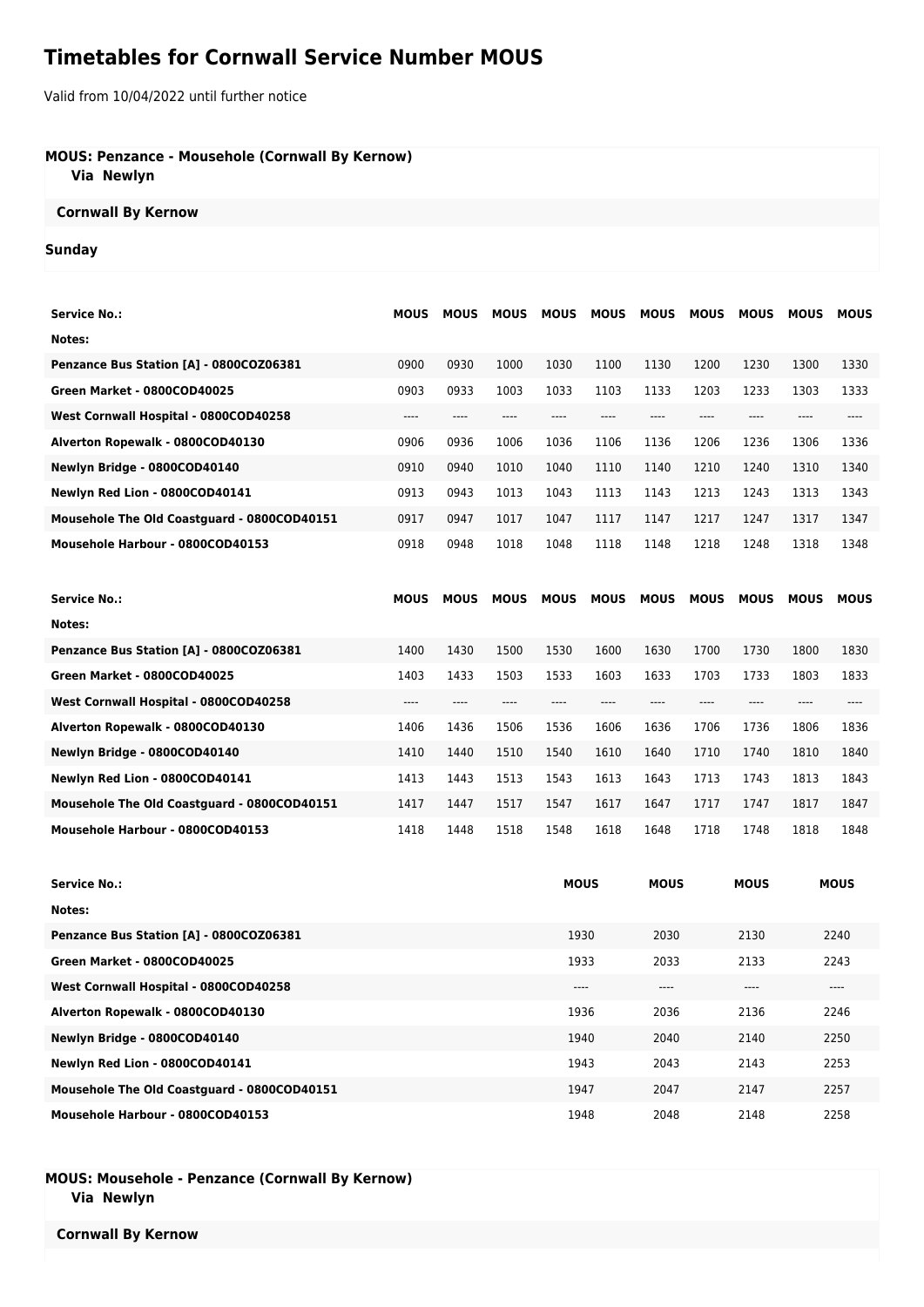# Timetables for Cornwall Service Number MOUS

Valid from 10/04/2022 until further notice

**MOUS: Penzance - Mousehole (Cornwall By Kernow)**
**Via Newlyn**

**Cornwall By Kernow**

**Sunday**

| Service No.: | MOUS | MOUS | MOUS | MOUS | MOUS | MOUS | MOUS | MOUS | MOUS | MOUS |
|---|---|---|---|---|---|---|---|---|---|---|
| Notes: | | | | | | | | | | |
| Penzance Bus Station [A] - 0800COZ06381 | 0900 | 0930 | 1000 | 1030 | 1100 | 1130 | 1200 | 1230 | 1300 | 1330 |
| Green Market - 0800COD40025 | 0903 | 0933 | 1003 | 1033 | 1103 | 1133 | 1203 | 1233 | 1303 | 1333 |
| West Cornwall Hospital - 0800COD40258 | ---- | ---- | ---- | ---- | ---- | ---- | ---- | ---- | ---- | ---- |
| Alverton Ropewalk - 0800COD40130 | 0906 | 0936 | 1006 | 1036 | 1106 | 1136 | 1206 | 1236 | 1306 | 1336 |
| Newlyn Bridge - 0800COD40140 | 0910 | 0940 | 1010 | 1040 | 1110 | 1140 | 1210 | 1240 | 1310 | 1340 |
| Newlyn Red Lion - 0800COD40141 | 0913 | 0943 | 1013 | 1043 | 1113 | 1143 | 1213 | 1243 | 1313 | 1343 |
| Mousehole The Old Coastguard - 0800COD40151 | 0917 | 0947 | 1017 | 1047 | 1117 | 1147 | 1217 | 1247 | 1317 | 1347 |
| Mousehole Harbour - 0800COD40153 | 0918 | 0948 | 1018 | 1048 | 1118 | 1148 | 1218 | 1248 | 1318 | 1348 |

| Service No.: | MOUS | MOUS | MOUS | MOUS | MOUS | MOUS | MOUS | MOUS | MOUS | MOUS |
|---|---|---|---|---|---|---|---|---|---|---|
| Notes: | | | | | | | | | | |
| Penzance Bus Station [A] - 0800COZ06381 | 1400 | 1430 | 1500 | 1530 | 1600 | 1630 | 1700 | 1730 | 1800 | 1830 |
| Green Market - 0800COD40025 | 1403 | 1433 | 1503 | 1533 | 1603 | 1633 | 1703 | 1733 | 1803 | 1833 |
| West Cornwall Hospital - 0800COD40258 | ---- | ---- | ---- | ---- | ---- | ---- | ---- | ---- | ---- | ---- |
| Alverton Ropewalk - 0800COD40130 | 1406 | 1436 | 1506 | 1536 | 1606 | 1636 | 1706 | 1736 | 1806 | 1836 |
| Newlyn Bridge - 0800COD40140 | 1410 | 1440 | 1510 | 1540 | 1610 | 1640 | 1710 | 1740 | 1810 | 1840 |
| Newlyn Red Lion - 0800COD40141 | 1413 | 1443 | 1513 | 1543 | 1613 | 1643 | 1713 | 1743 | 1813 | 1843 |
| Mousehole The Old Coastguard - 0800COD40151 | 1417 | 1447 | 1517 | 1547 | 1617 | 1647 | 1717 | 1747 | 1817 | 1847 |
| Mousehole Harbour - 0800COD40153 | 1418 | 1448 | 1518 | 1548 | 1618 | 1648 | 1718 | 1748 | 1818 | 1848 |

| Service No.: | MOUS | MOUS | MOUS | MOUS |
|---|---|---|---|---|
| Notes: | | | | |
| Penzance Bus Station [A] - 0800COZ06381 | 1930 | 2030 | 2130 | 2240 |
| Green Market - 0800COD40025 | 1933 | 2033 | 2133 | 2243 |
| West Cornwall Hospital - 0800COD40258 | ---- | ---- | ---- | ---- |
| Alverton Ropewalk - 0800COD40130 | 1936 | 2036 | 2136 | 2246 |
| Newlyn Bridge - 0800COD40140 | 1940 | 2040 | 2140 | 2250 |
| Newlyn Red Lion - 0800COD40141 | 1943 | 2043 | 2143 | 2253 |
| Mousehole The Old Coastguard - 0800COD40151 | 1947 | 2047 | 2147 | 2257 |
| Mousehole Harbour - 0800COD40153 | 1948 | 2048 | 2148 | 2258 |

**MOUS: Mousehole - Penzance (Cornwall By Kernow)**
**Via Newlyn**

**Cornwall By Kernow**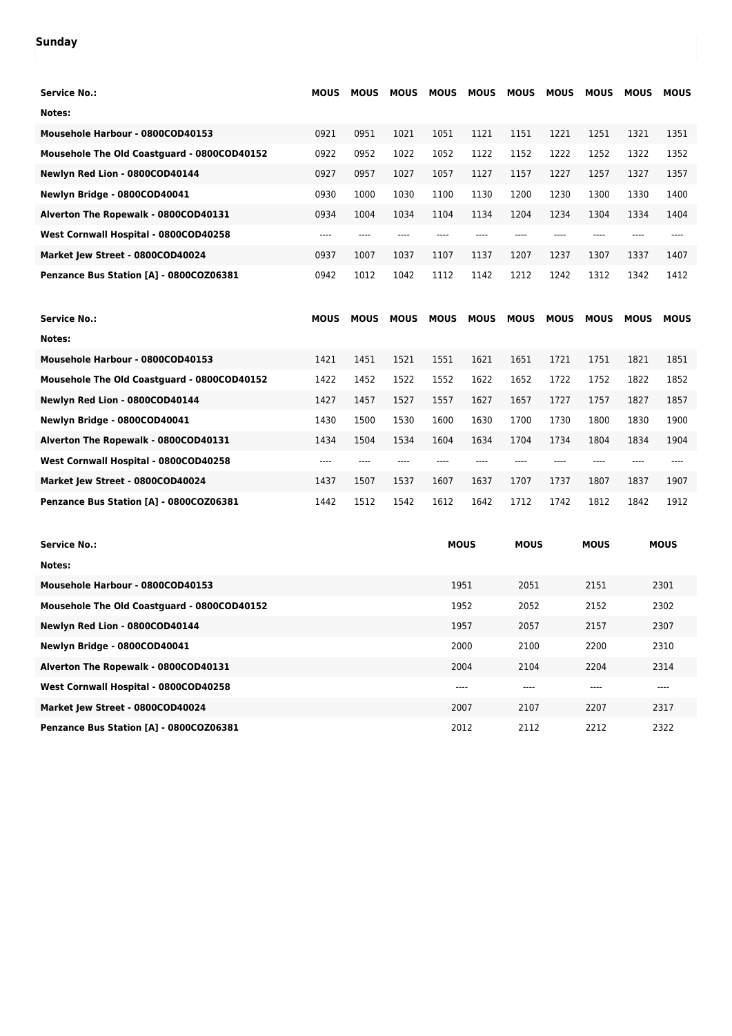**Sunday**

| Service No.: | MOUS | MOUS | MOUS | MOUS | MOUS | MOUS | MOUS | MOUS | MOUS | MOUS |
|---|---|---|---|---|---|---|---|---|---|---|
| Notes: | | | | | | | | | | |
| Mousehole Harbour - 0800COD40153 | 0921 | 0951 | 1021 | 1051 | 1121 | 1151 | 1221 | 1251 | 1321 | 1351 |
| Mousehole The Old Coastguard - 0800COD40152 | 0922 | 0952 | 1022 | 1052 | 1122 | 1152 | 1222 | 1252 | 1322 | 1352 |
| Newlyn Red Lion - 0800COD40144 | 0927 | 0957 | 1027 | 1057 | 1127 | 1157 | 1227 | 1257 | 1327 | 1357 |
| Newlyn Bridge - 0800COD40041 | 0930 | 1000 | 1030 | 1100 | 1130 | 1200 | 1230 | 1300 | 1330 | 1400 |
| Alverton The Ropewalk - 0800COD40131 | 0934 | 1004 | 1034 | 1104 | 1134 | 1204 | 1234 | 1304 | 1334 | 1404 |
| West Cornwall Hospital - 0800COD40258 | ---- | ---- | ---- | ---- | ---- | ---- | ---- | ---- | ---- | ---- |
| Market Jew Street - 0800COD40024 | 0937 | 1007 | 1037 | 1107 | 1137 | 1207 | 1237 | 1307 | 1337 | 1407 |
| Penzance Bus Station [A] - 0800COZ06381 | 0942 | 1012 | 1042 | 1112 | 1142 | 1212 | 1242 | 1312 | 1342 | 1412 |

| Service No.: | MOUS | MOUS | MOUS | MOUS | MOUS | MOUS | MOUS | MOUS | MOUS | MOUS |
|---|---|---|---|---|---|---|---|---|---|---|
| Notes: | | | | | | | | | | |
| Mousehole Harbour - 0800COD40153 | 1421 | 1451 | 1521 | 1551 | 1621 | 1651 | 1721 | 1751 | 1821 | 1851 |
| Mousehole The Old Coastguard - 0800COD40152 | 1422 | 1452 | 1522 | 1552 | 1622 | 1652 | 1722 | 1752 | 1822 | 1852 |
| Newlyn Red Lion - 0800COD40144 | 1427 | 1457 | 1527 | 1557 | 1627 | 1657 | 1727 | 1757 | 1827 | 1857 |
| Newlyn Bridge - 0800COD40041 | 1430 | 1500 | 1530 | 1600 | 1630 | 1700 | 1730 | 1800 | 1830 | 1900 |
| Alverton The Ropewalk - 0800COD40131 | 1434 | 1504 | 1534 | 1604 | 1634 | 1704 | 1734 | 1804 | 1834 | 1904 |
| West Cornwall Hospital - 0800COD40258 | ---- | ---- | ---- | ---- | ---- | ---- | ---- | ---- | ---- | ---- |
| Market Jew Street - 0800COD40024 | 1437 | 1507 | 1537 | 1607 | 1637 | 1707 | 1737 | 1807 | 1837 | 1907 |
| Penzance Bus Station [A] - 0800COZ06381 | 1442 | 1512 | 1542 | 1612 | 1642 | 1712 | 1742 | 1812 | 1842 | 1912 |

| Service No.: | MOUS | MOUS | MOUS | MOUS |
|---|---|---|---|---|
| Notes: | | | | |
| Mousehole Harbour - 0800COD40153 | 1951 | 2051 | 2151 | 2301 |
| Mousehole The Old Coastguard - 0800COD40152 | 1952 | 2052 | 2152 | 2302 |
| Newlyn Red Lion - 0800COD40144 | 1957 | 2057 | 2157 | 2307 |
| Newlyn Bridge - 0800COD40041 | 2000 | 2100 | 2200 | 2310 |
| Alverton The Ropewalk - 0800COD40131 | 2004 | 2104 | 2204 | 2314 |
| West Cornwall Hospital - 0800COD40258 | ---- | ---- | ---- | ---- |
| Market Jew Street - 0800COD40024 | 2007 | 2107 | 2207 | 2317 |
| Penzance Bus Station [A] - 0800COZ06381 | 2012 | 2112 | 2212 | 2322 |